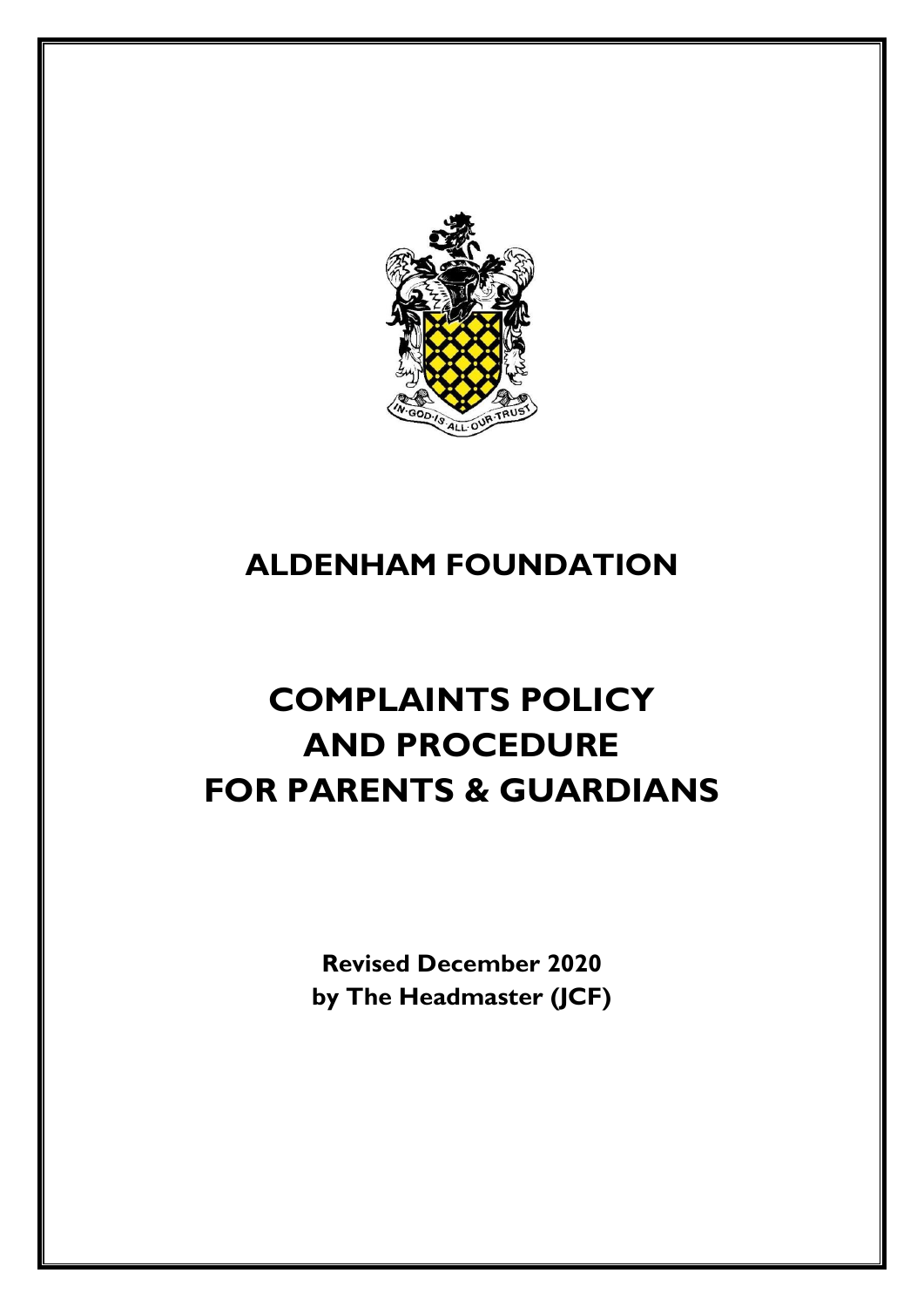# ALDENHAM FOUNDATION

# COMPLAINTS POLICY AND PROCEDURE FOR PARENTS & GUARDIANS

**Revised December 2020**
**by The Headmaster (JCF)**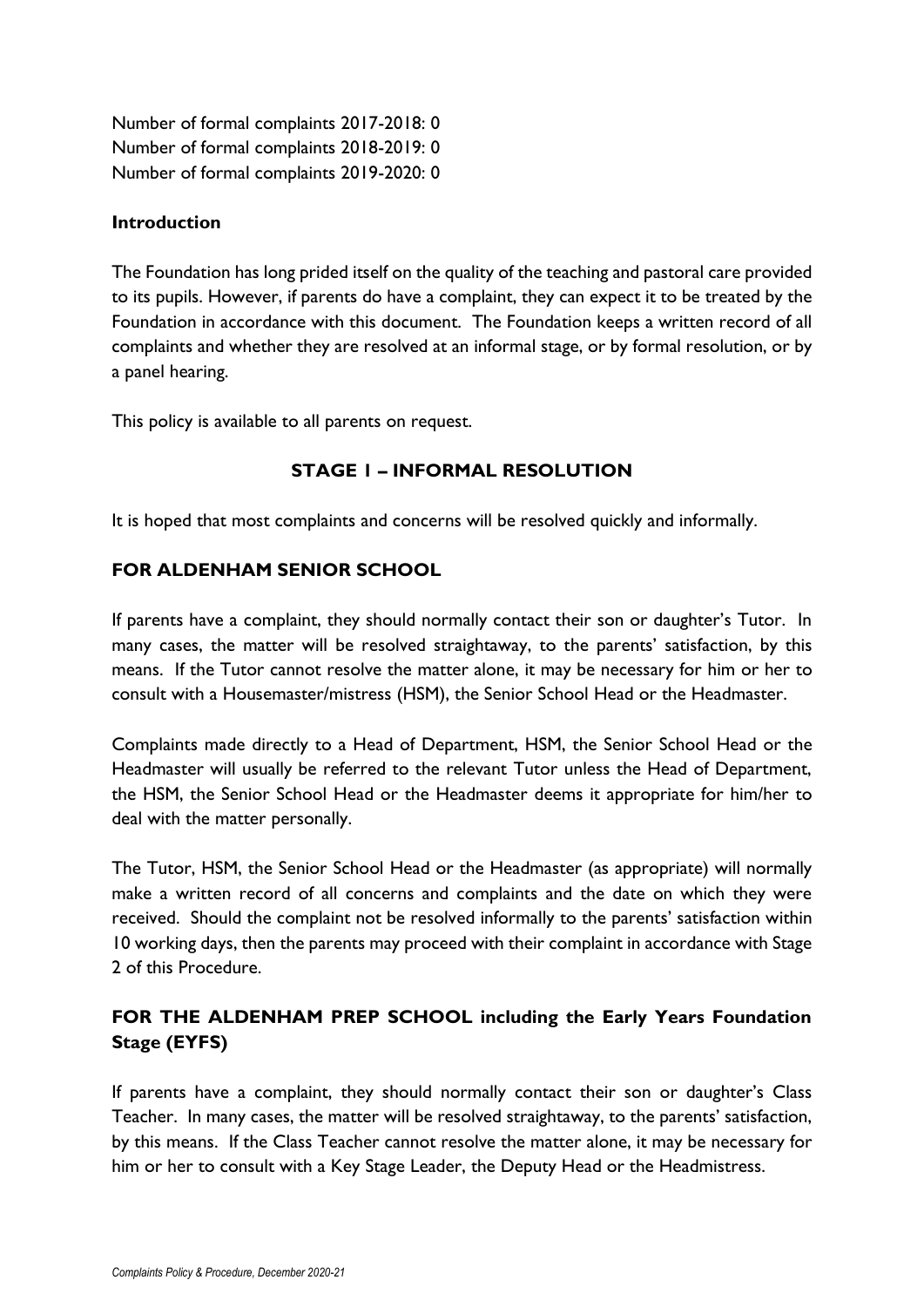Number of formal complaints 2017-2018: 0
Number of formal complaints 2018-2019: 0
Number of formal complaints 2019-2020: 0

**Introduction**

The Foundation has long prided itself on the quality of the teaching and pastoral care provided to its pupils. However, if parents do have a complaint, they can expect it to be treated by the Foundation in accordance with this document. The Foundation keeps a written record of all complaints and whether they are resolved at an informal stage, or by formal resolution, or by a panel hearing.

This policy is available to all parents on request.

## STAGE 1 – INFORMAL RESOLUTION

It is hoped that most complaints and concerns will be resolved quickly and informally.

### FOR ALDENHAM SENIOR SCHOOL

If parents have a complaint, they should normally contact their son or daughter's Tutor. In many cases, the matter will be resolved straightaway, to the parents' satisfaction, by this means. If the Tutor cannot resolve the matter alone, it may be necessary for him or her to consult with a Housemaster/mistress (HSM), the Senior School Head or the Headmaster.

Complaints made directly to a Head of Department, HSM, the Senior School Head or the Headmaster will usually be referred to the relevant Tutor unless the Head of Department, the HSM, the Senior School Head or the Headmaster deems it appropriate for him/her to deal with the matter personally.

The Tutor, HSM, the Senior School Head or the Headmaster (as appropriate) will normally make a written record of all concerns and complaints and the date on which they were received. Should the complaint not be resolved informally to the parents' satisfaction within 10 working days, then the parents may proceed with their complaint in accordance with Stage 2 of this Procedure.

### FOR THE ALDENHAM PREP SCHOOL including the Early Years Foundation Stage (EYFS)

If parents have a complaint, they should normally contact their son or daughter's Class Teacher. In many cases, the matter will be resolved straightaway, to the parents' satisfaction, by this means. If the Class Teacher cannot resolve the matter alone, it may be necessary for him or her to consult with a Key Stage Leader, the Deputy Head or the Headmistress.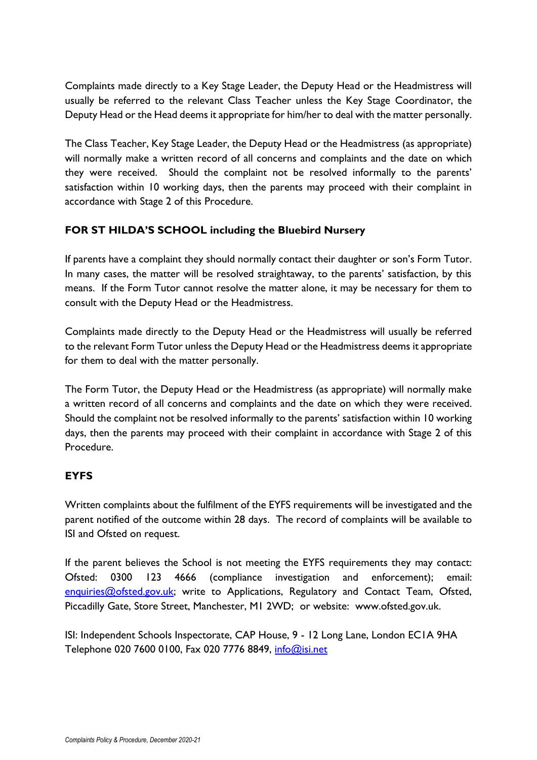Complaints made directly to a Key Stage Leader, the Deputy Head or the Headmistress will usually be referred to the relevant Class Teacher unless the Key Stage Coordinator, the Deputy Head or the Head deems it appropriate for him/her to deal with the matter personally.

The Class Teacher, Key Stage Leader, the Deputy Head or the Headmistress (as appropriate) will normally make a written record of all concerns and complaints and the date on which they were received. Should the complaint not be resolved informally to the parents' satisfaction within 10 working days, then the parents may proceed with their complaint in accordance with Stage 2 of this Procedure.

**FOR ST HILDA'S SCHOOL including the Bluebird Nursery**

If parents have a complaint they should normally contact their daughter or son's Form Tutor. In many cases, the matter will be resolved straightaway, to the parents' satisfaction, by this means. If the Form Tutor cannot resolve the matter alone, it may be necessary for them to consult with the Deputy Head or the Headmistress.

Complaints made directly to the Deputy Head or the Headmistress will usually be referred to the relevant Form Tutor unless the Deputy Head or the Headmistress deems it appropriate for them to deal with the matter personally.

The Form Tutor, the Deputy Head or the Headmistress (as appropriate) will normally make a written record of all concerns and complaints and the date on which they were received. Should the complaint not be resolved informally to the parents' satisfaction within 10 working days, then the parents may proceed with their complaint in accordance with Stage 2 of this Procedure.

**EYFS**

Written complaints about the fulfilment of the EYFS requirements will be investigated and the parent notified of the outcome within 28 days. The record of complaints will be available to ISI and Ofsted on request.

If the parent believes the School is not meeting the EYFS requirements they may contact: Ofsted: 0300 123 4666 (compliance investigation and enforcement); email: enquiries@ofsted.gov.uk; write to Applications, Regulatory and Contact Team, Ofsted, Piccadilly Gate, Store Street, Manchester, M1 2WD; or website: www.ofsted.gov.uk.

ISI: Independent Schools Inspectorate, CAP House, 9 - 12 Long Lane, London EC1A 9HA
Telephone 020 7600 0100, Fax 020 7776 8849, info@isi.net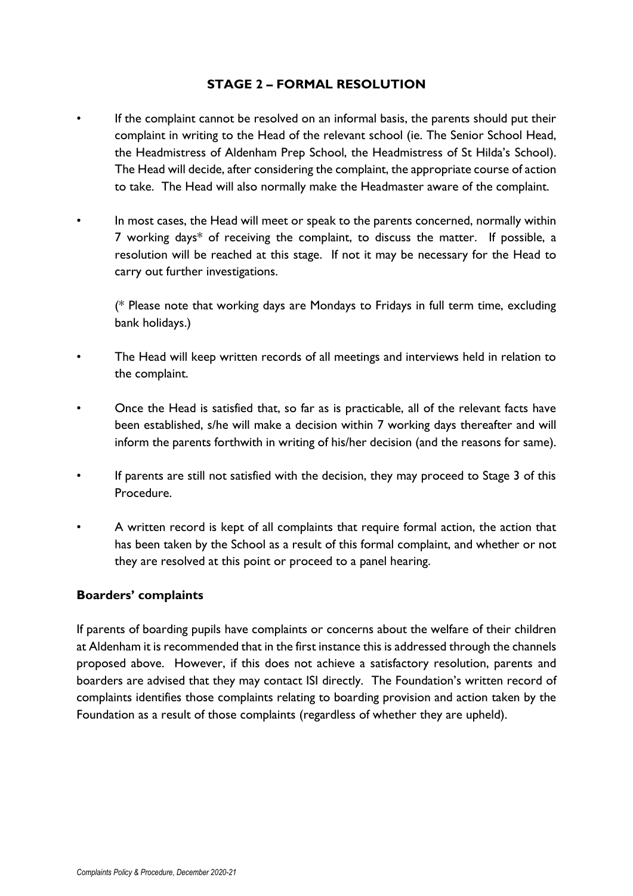## STAGE 2 – FORMAL RESOLUTION

- If the complaint cannot be resolved on an informal basis, the parents should put their complaint in writing to the Head of the relevant school (ie. The Senior School Head, the Headmistress of Aldenham Prep School, the Headmistress of St Hilda's School). The Head will decide, after considering the complaint, the appropriate course of action to take. The Head will also normally make the Headmaster aware of the complaint.

- In most cases, the Head will meet or speak to the parents concerned, normally within 7 working days* of receiving the complaint, to discuss the matter. If possible, a resolution will be reached at this stage. If not it may be necessary for the Head to carry out further investigations.

  (* Please note that working days are Mondays to Fridays in full term time, excluding bank holidays.)

- The Head will keep written records of all meetings and interviews held in relation to the complaint.

- Once the Head is satisfied that, so far as is practicable, all of the relevant facts have been established, s/he will make a decision within 7 working days thereafter and will inform the parents forthwith in writing of his/her decision (and the reasons for same).

- If parents are still not satisfied with the decision, they may proceed to Stage 3 of this Procedure.

- A written record is kept of all complaints that require formal action, the action that has been taken by the School as a result of this formal complaint, and whether or not they are resolved at this point or proceed to a panel hearing.

### Boarders' complaints

If parents of boarding pupils have complaints or concerns about the welfare of their children at Aldenham it is recommended that in the first instance this is addressed through the channels proposed above. However, if this does not achieve a satisfactory resolution, parents and boarders are advised that they may contact ISI directly. The Foundation's written record of complaints identifies those complaints relating to boarding provision and action taken by the Foundation as a result of those complaints (regardless of whether they are upheld).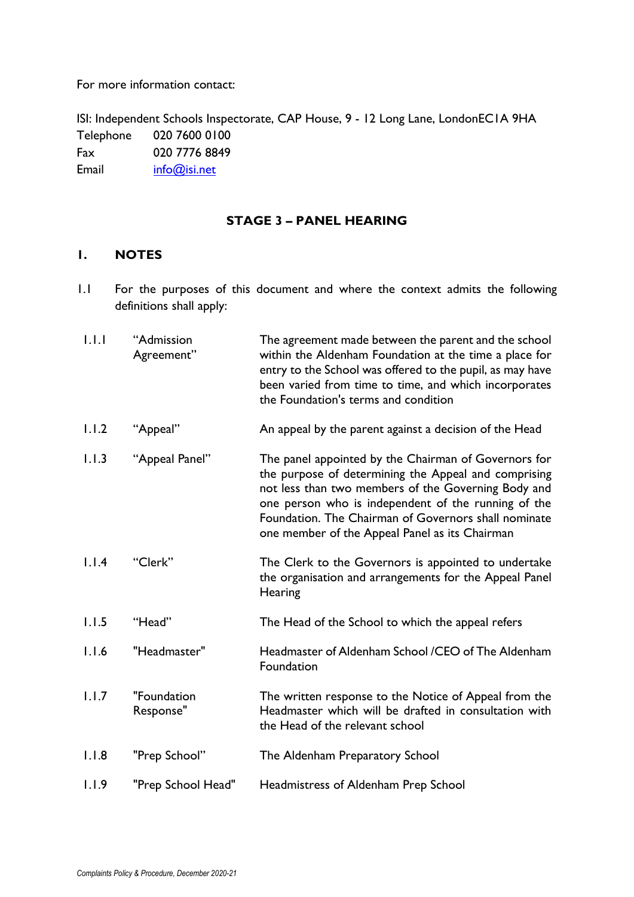For more information contact:

ISI: Independent Schools Inspectorate, CAP House, 9 - 12 Long Lane, LondonEC1A 9HA
Telephone 020 7600 0100
Fax 020 7776 8849
Email info@isi.net

## STAGE 3 – PANEL HEARING

## 1. NOTES

1.1 For the purposes of this document and where the context admits the following definitions shall apply:

| | | |
|---|---|---|
| 1.1.1 | "Admission Agreement" | The agreement made between the parent and the school within the Aldenham Foundation at the time a place for entry to the School was offered to the pupil, as may have been varied from time to time, and which incorporates the Foundation's terms and condition |
| 1.1.2 | "Appeal" | An appeal by the parent against a decision of the Head |
| 1.1.3 | "Appeal Panel" | The panel appointed by the Chairman of Governors for the purpose of determining the Appeal and comprising not less than two members of the Governing Body and one person who is independent of the running of the Foundation. The Chairman of Governors shall nominate one member of the Appeal Panel as its Chairman |
| 1.1.4 | "Clerk" | The Clerk to the Governors is appointed to undertake the organisation and arrangements for the Appeal Panel Hearing |
| 1.1.5 | "Head" | The Head of the School to which the appeal refers |
| 1.1.6 | "Headmaster" | Headmaster of Aldenham School /CEO of The Aldenham Foundation |
| 1.1.7 | "Foundation Response" | The written response to the Notice of Appeal from the Headmaster which will be drafted in consultation with the Head of the relevant school |
| 1.1.8 | "Prep School" | The Aldenham Preparatory School |
| 1.1.9 | "Prep School Head" | Headmistress of Aldenham Prep School |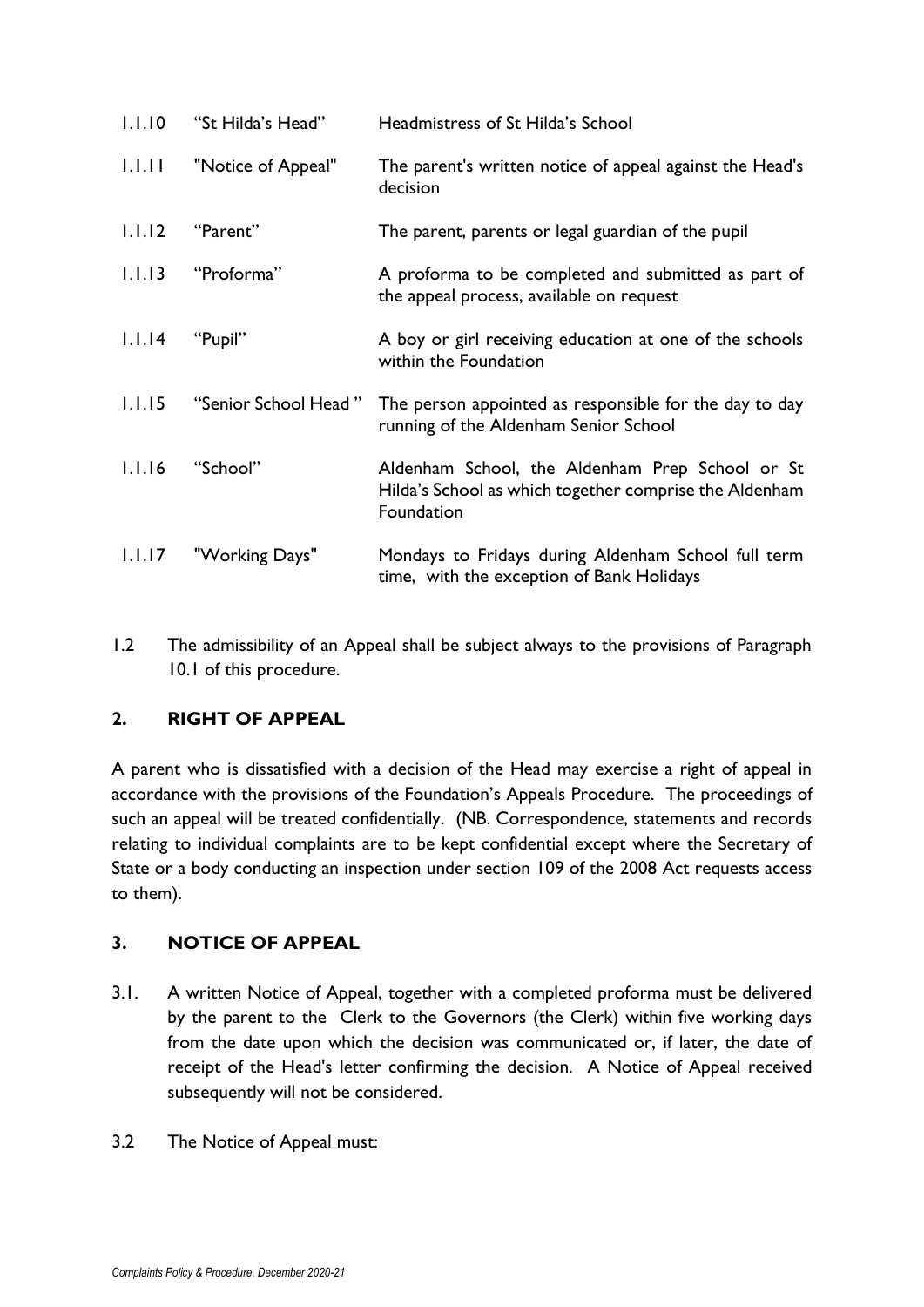| | | |
|---|---|---|
| 1.1.10 | "St Hilda's Head" | Headmistress of St Hilda's School |
| 1.1.11 | "Notice of Appeal" | The parent's written notice of appeal against the Head's decision |
| 1.1.12 | "Parent" | The parent, parents or legal guardian of the pupil |
| 1.1.13 | "Proforma" | A proforma to be completed and submitted as part of the appeal process, available on request |
| 1.1.14 | "Pupil" | A boy or girl receiving education at one of the schools within the Foundation |
| 1.1.15 | "Senior School Head " | The person appointed as responsible for the day to day running of the Aldenham Senior School |
| 1.1.16 | "School" | Aldenham School, the Aldenham Prep School or St Hilda's School as which together comprise the Aldenham Foundation |
| 1.1.17 | "Working Days" | Mondays to Fridays during Aldenham School full term time, with the exception of Bank Holidays |

1.2 The admissibility of an Appeal shall be subject always to the provisions of Paragraph 10.1 of this procedure.

## 2. RIGHT OF APPEAL

A parent who is dissatisfied with a decision of the Head may exercise a right of appeal in accordance with the provisions of the Foundation's Appeals Procedure. The proceedings of such an appeal will be treated confidentially. (NB. Correspondence, statements and records relating to individual complaints are to be kept confidential except where the Secretary of State or a body conducting an inspection under section 109 of the 2008 Act requests access to them).

## 3. NOTICE OF APPEAL

3.1. A written Notice of Appeal, together with a completed proforma must be delivered by the parent to the Clerk to the Governors (the Clerk) within five working days from the date upon which the decision was communicated or, if later, the date of receipt of the Head's letter confirming the decision. A Notice of Appeal received subsequently will not be considered.

3.2 The Notice of Appeal must: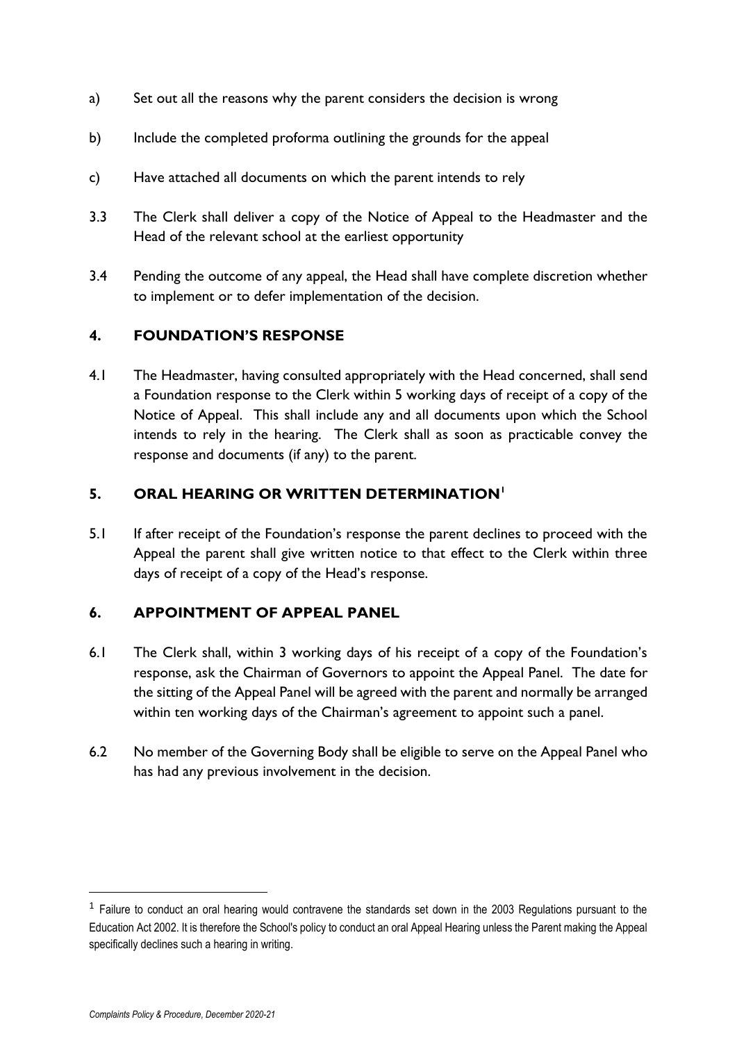a) Set out all the reasons why the parent considers the decision is wrong

b) Include the completed proforma outlining the grounds for the appeal

c) Have attached all documents on which the parent intends to rely

3.3 The Clerk shall deliver a copy of the Notice of Appeal to the Headmaster and the Head of the relevant school at the earliest opportunity

3.4 Pending the outcome of any appeal, the Head shall have complete discretion whether to implement or to defer implementation of the decision.

## 4. FOUNDATION'S RESPONSE

4.1 The Headmaster, having consulted appropriately with the Head concerned, shall send a Foundation response to the Clerk within 5 working days of receipt of a copy of the Notice of Appeal. This shall include any and all documents upon which the School intends to rely in the hearing. The Clerk shall as soon as practicable convey the response and documents (if any) to the parent.

## 5. ORAL HEARING OR WRITTEN DETERMINATION[1]

5.1 If after receipt of the Foundation's response the parent declines to proceed with the Appeal the parent shall give written notice to that effect to the Clerk within three days of receipt of a copy of the Head's response.

## 6. APPOINTMENT OF APPEAL PANEL

6.1 The Clerk shall, within 3 working days of his receipt of a copy of the Foundation's response, ask the Chairman of Governors to appoint the Appeal Panel. The date for the sitting of the Appeal Panel will be agreed with the parent and normally be arranged within ten working days of the Chairman's agreement to appoint such a panel.

6.2 No member of the Governing Body shall be eligible to serve on the Appeal Panel who has had any previous involvement in the decision.

---

[1] Failure to conduct an oral hearing would contravene the standards set down in the 2003 Regulations pursuant to the Education Act 2002. It is therefore the School's policy to conduct an oral Appeal Hearing unless the Parent making the Appeal specifically declines such a hearing in writing.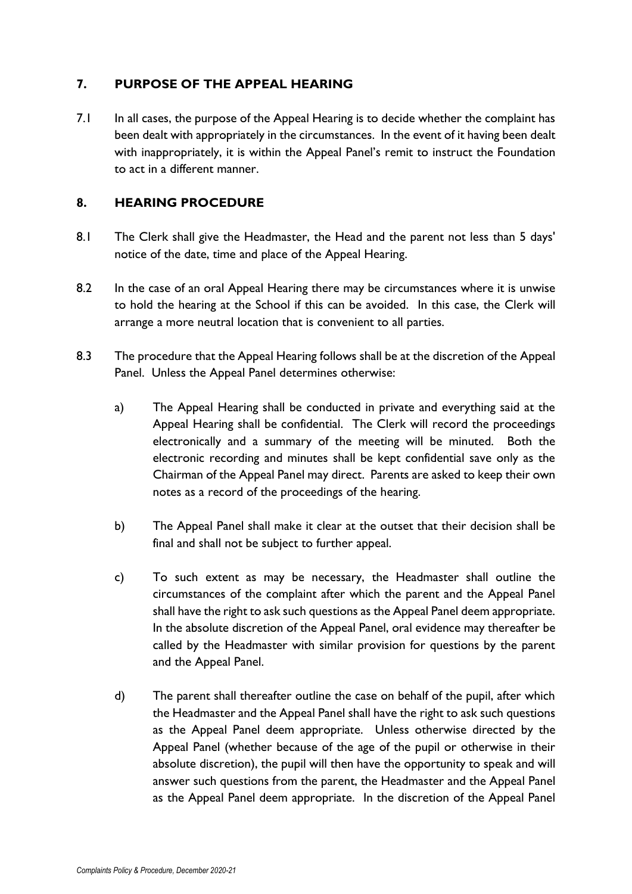## 7. PURPOSE OF THE APPEAL HEARING

7.1 In all cases, the purpose of the Appeal Hearing is to decide whether the complaint has been dealt with appropriately in the circumstances. In the event of it having been dealt with inappropriately, it is within the Appeal Panel's remit to instruct the Foundation to act in a different manner.

## 8. HEARING PROCEDURE

8.1 The Clerk shall give the Headmaster, the Head and the parent not less than 5 days' notice of the date, time and place of the Appeal Hearing.

8.2 In the case of an oral Appeal Hearing there may be circumstances where it is unwise to hold the hearing at the School if this can be avoided. In this case, the Clerk will arrange a more neutral location that is convenient to all parties.

8.3 The procedure that the Appeal Hearing follows shall be at the discretion of the Appeal Panel. Unless the Appeal Panel determines otherwise:

a) The Appeal Hearing shall be conducted in private and everything said at the Appeal Hearing shall be confidential. The Clerk will record the proceedings electronically and a summary of the meeting will be minuted. Both the electronic recording and minutes shall be kept confidential save only as the Chairman of the Appeal Panel may direct. Parents are asked to keep their own notes as a record of the proceedings of the hearing.

b) The Appeal Panel shall make it clear at the outset that their decision shall be final and shall not be subject to further appeal.

c) To such extent as may be necessary, the Headmaster shall outline the circumstances of the complaint after which the parent and the Appeal Panel shall have the right to ask such questions as the Appeal Panel deem appropriate. In the absolute discretion of the Appeal Panel, oral evidence may thereafter be called by the Headmaster with similar provision for questions by the parent and the Appeal Panel.

d) The parent shall thereafter outline the case on behalf of the pupil, after which the Headmaster and the Appeal Panel shall have the right to ask such questions as the Appeal Panel deem appropriate. Unless otherwise directed by the Appeal Panel (whether because of the age of the pupil or otherwise in their absolute discretion), the pupil will then have the opportunity to speak and will answer such questions from the parent, the Headmaster and the Appeal Panel as the Appeal Panel deem appropriate. In the discretion of the Appeal Panel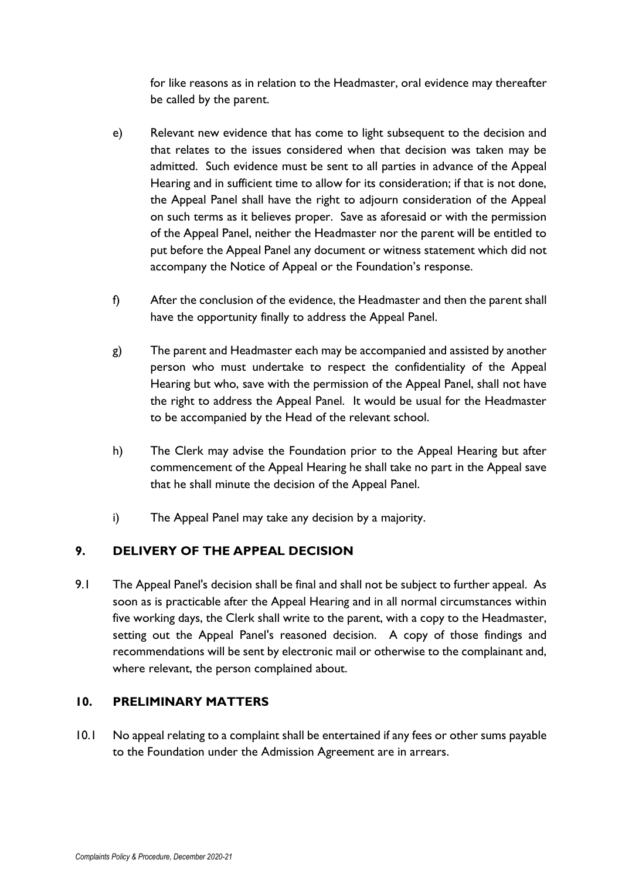for like reasons as in relation to the Headmaster, oral evidence may thereafter be called by the parent.

e) Relevant new evidence that has come to light subsequent to the decision and that relates to the issues considered when that decision was taken may be admitted. Such evidence must be sent to all parties in advance of the Appeal Hearing and in sufficient time to allow for its consideration; if that is not done, the Appeal Panel shall have the right to adjourn consideration of the Appeal on such terms as it believes proper. Save as aforesaid or with the permission of the Appeal Panel, neither the Headmaster nor the parent will be entitled to put before the Appeal Panel any document or witness statement which did not accompany the Notice of Appeal or the Foundation's response.

f) After the conclusion of the evidence, the Headmaster and then the parent shall have the opportunity finally to address the Appeal Panel.

g) The parent and Headmaster each may be accompanied and assisted by another person who must undertake to respect the confidentiality of the Appeal Hearing but who, save with the permission of the Appeal Panel, shall not have the right to address the Appeal Panel. It would be usual for the Headmaster to be accompanied by the Head of the relevant school.

h) The Clerk may advise the Foundation prior to the Appeal Hearing but after commencement of the Appeal Hearing he shall take no part in the Appeal save that he shall minute the decision of the Appeal Panel.

i) The Appeal Panel may take any decision by a majority.

## 9. DELIVERY OF THE APPEAL DECISION

9.1 The Appeal Panel's decision shall be final and shall not be subject to further appeal. As soon as is practicable after the Appeal Hearing and in all normal circumstances within five working days, the Clerk shall write to the parent, with a copy to the Headmaster, setting out the Appeal Panel's reasoned decision. A copy of those findings and recommendations will be sent by electronic mail or otherwise to the complainant and, where relevant, the person complained about.

## 10. PRELIMINARY MATTERS

10.1 No appeal relating to a complaint shall be entertained if any fees or other sums payable to the Foundation under the Admission Agreement are in arrears.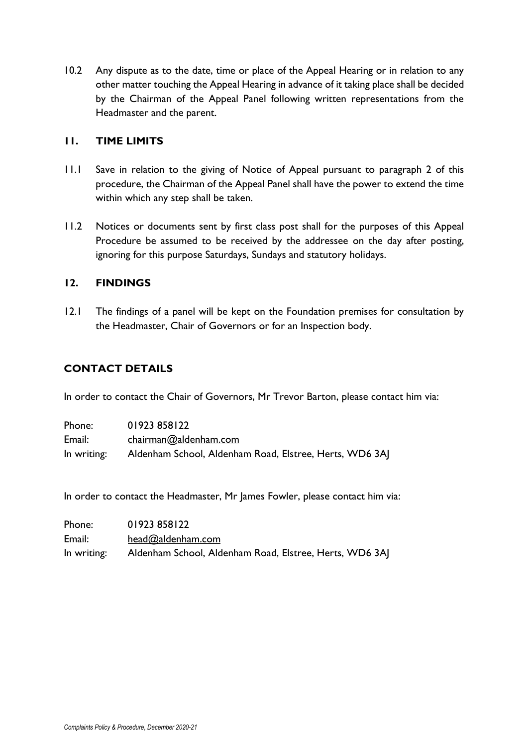10.2 Any dispute as to the date, time or place of the Appeal Hearing or in relation to any other matter touching the Appeal Hearing in advance of it taking place shall be decided by the Chairman of the Appeal Panel following written representations from the Headmaster and the parent.

## 11. TIME LIMITS

11.1 Save in relation to the giving of Notice of Appeal pursuant to paragraph 2 of this procedure, the Chairman of the Appeal Panel shall have the power to extend the time within which any step shall be taken.

11.2 Notices or documents sent by first class post shall for the purposes of this Appeal Procedure be assumed to be received by the addressee on the day after posting, ignoring for this purpose Saturdays, Sundays and statutory holidays.

## 12. FINDINGS

12.1 The findings of a panel will be kept on the Foundation premises for consultation by the Headmaster, Chair of Governors or for an Inspection body.

## CONTACT DETAILS

In order to contact the Chair of Governors, Mr Trevor Barton, please contact him via:

| | |
|---|---|
| Phone: | 01923 858122 |
| Email: | chairman@aldenham.com |
| In writing: | Aldenham School, Aldenham Road, Elstree, Herts, WD6 3AJ |

In order to contact the Headmaster, Mr James Fowler, please contact him via:

| | |
|---|---|
| Phone: | 01923 858122 |
| Email: | head@aldenham.com |
| In writing: | Aldenham School, Aldenham Road, Elstree, Herts, WD6 3AJ |